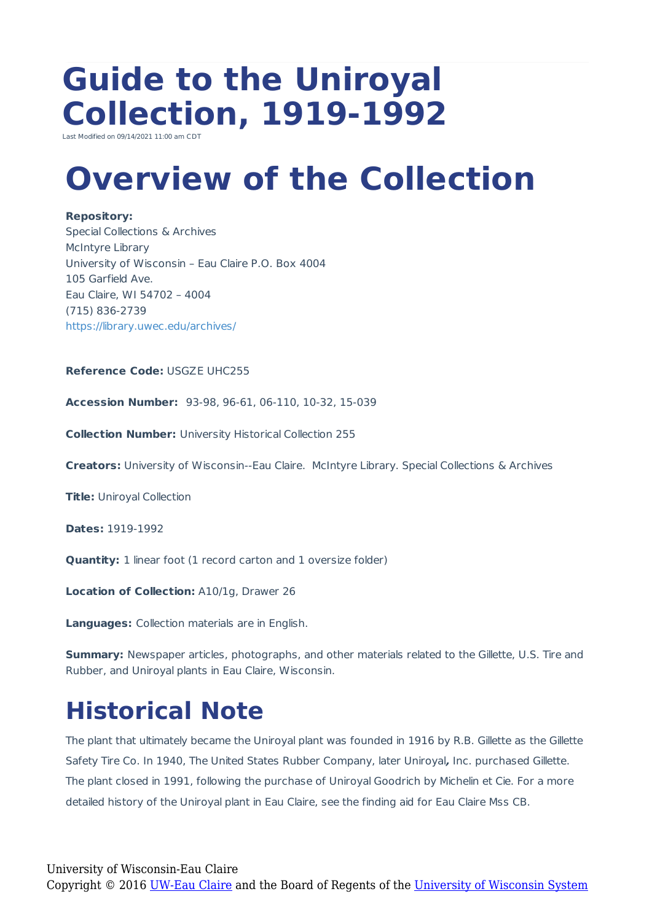# Guide to the Uniroyal Collection, 1919-1992

Last Modified on 09/14/2021 11:00 am CDT

# Overview of the Collection

**Repository:**
Special Collections & Archives
McIntyre Library
University of Wisconsin – Eau Claire P.O. Box 4004
105 Garfield Ave.
Eau Claire, WI 54702 – 4004
(715) 836-2739
https://library.uwec.edu/archives/

**Reference Code:** USGZE UHC255

**Accession Number:** 93-98, 96-61, 06-110, 10-32, 15-039

**Collection Number:** University Historical Collection 255

**Creators:** University of Wisconsin--Eau Claire. McIntyre Library. Special Collections & Archives

**Title:** Uniroyal Collection

**Dates:** 1919-1992

**Quantity:** 1 linear foot (1 record carton and 1 oversize folder)

**Location of Collection:** A10/1g, Drawer 26

**Languages:** Collection materials are in English.

**Summary:** Newspaper articles, photographs, and other materials related to the Gillette, U.S. Tire and Rubber, and Uniroyal plants in Eau Claire, Wisconsin.

# Historical Note

The plant that ultimately became the Uniroyal plant was founded in 1916 by R.B. Gillette as the Gillette Safety Tire Co. In 1940, The United States Rubber Company, later Uniroyal**,** Inc. purchased Gillette. The plant closed in 1991, following the purchase of Uniroyal Goodrich by Michelin et Cie. For a more detailed history of the Uniroyal plant in Eau Claire, see the finding aid for Eau Claire Mss CB.

University of Wisconsin-Eau Claire
Copyright © 2016 UW-Eau Claire and the Board of Regents of the University of Wisconsin System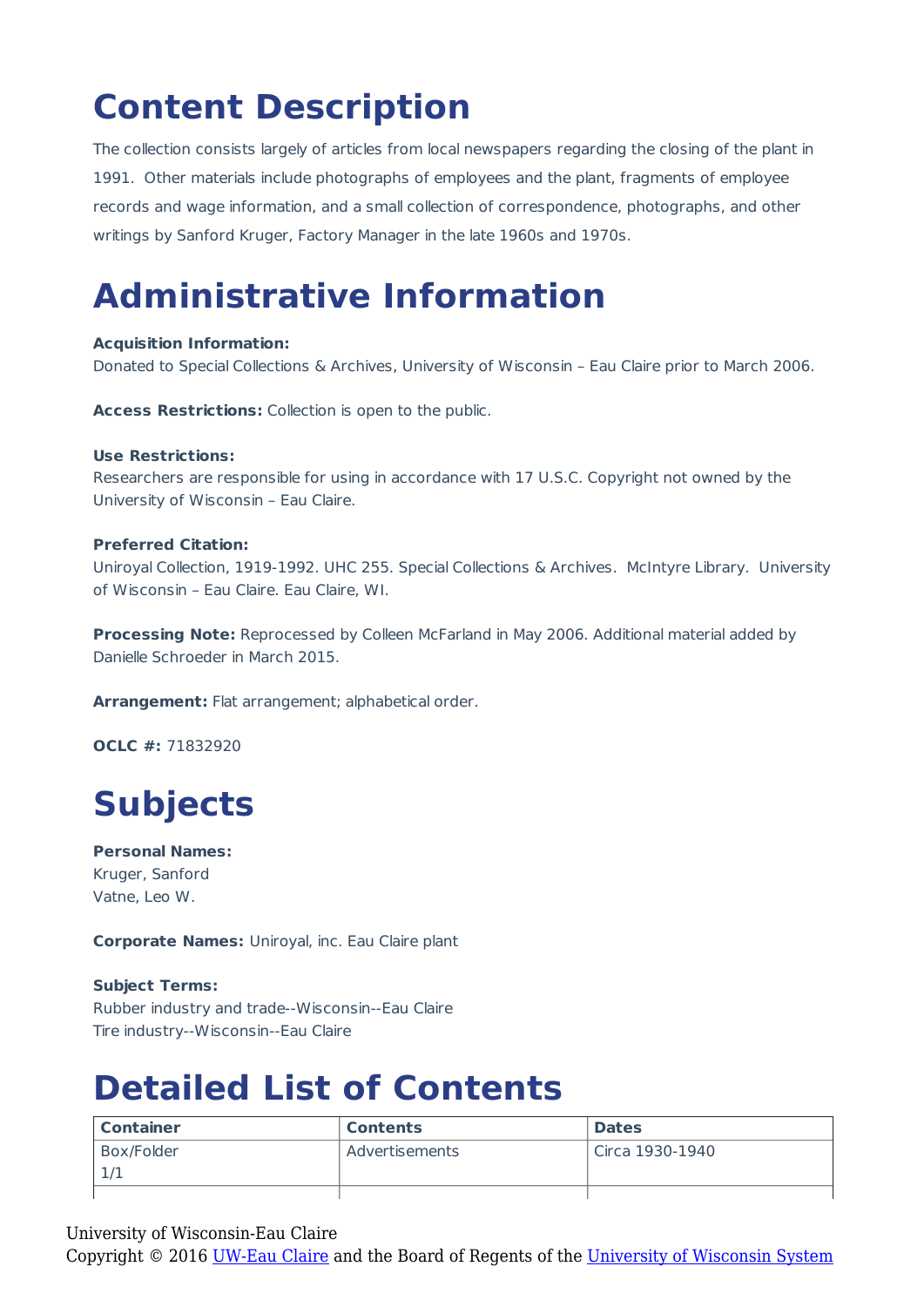# Content Description

The collection consists largely of articles from local newspapers regarding the closing of the plant in 1991. Other materials include photographs of employees and the plant, fragments of employee records and wage information, and a small collection of correspondence, photographs, and other writings by Sanford Kruger, Factory Manager in the late 1960s and 1970s.

# Administrative Information

**Acquisition Information:**
Donated to Special Collections & Archives, University of Wisconsin – Eau Claire prior to March 2006.

**Access Restrictions:** Collection is open to the public.

**Use Restrictions:**
Researchers are responsible for using in accordance with 17 U.S.C. Copyright not owned by the University of Wisconsin – Eau Claire.

**Preferred Citation:**
Uniroyal Collection, 1919-1992. UHC 255. Special Collections & Archives. McIntyre Library. University of Wisconsin – Eau Claire. Eau Claire, WI.

**Processing Note:** Reprocessed by Colleen McFarland in May 2006. Additional material added by Danielle Schroeder in March 2015.

**Arrangement:** Flat arrangement; alphabetical order.

**OCLC #:** 71832920

# Subjects

**Personal Names:**
Kruger, Sanford
Vatne, Leo W.

**Corporate Names:** Uniroyal, inc. Eau Claire plant

**Subject Terms:**
Rubber industry and trade--Wisconsin--Eau Claire
Tire industry--Wisconsin--Eau Claire

# Detailed List of Contents

| Container | Contents | Dates |
|---|---|---|
| Box/Folder 1/1 | Advertisements | Circa 1930-1940 |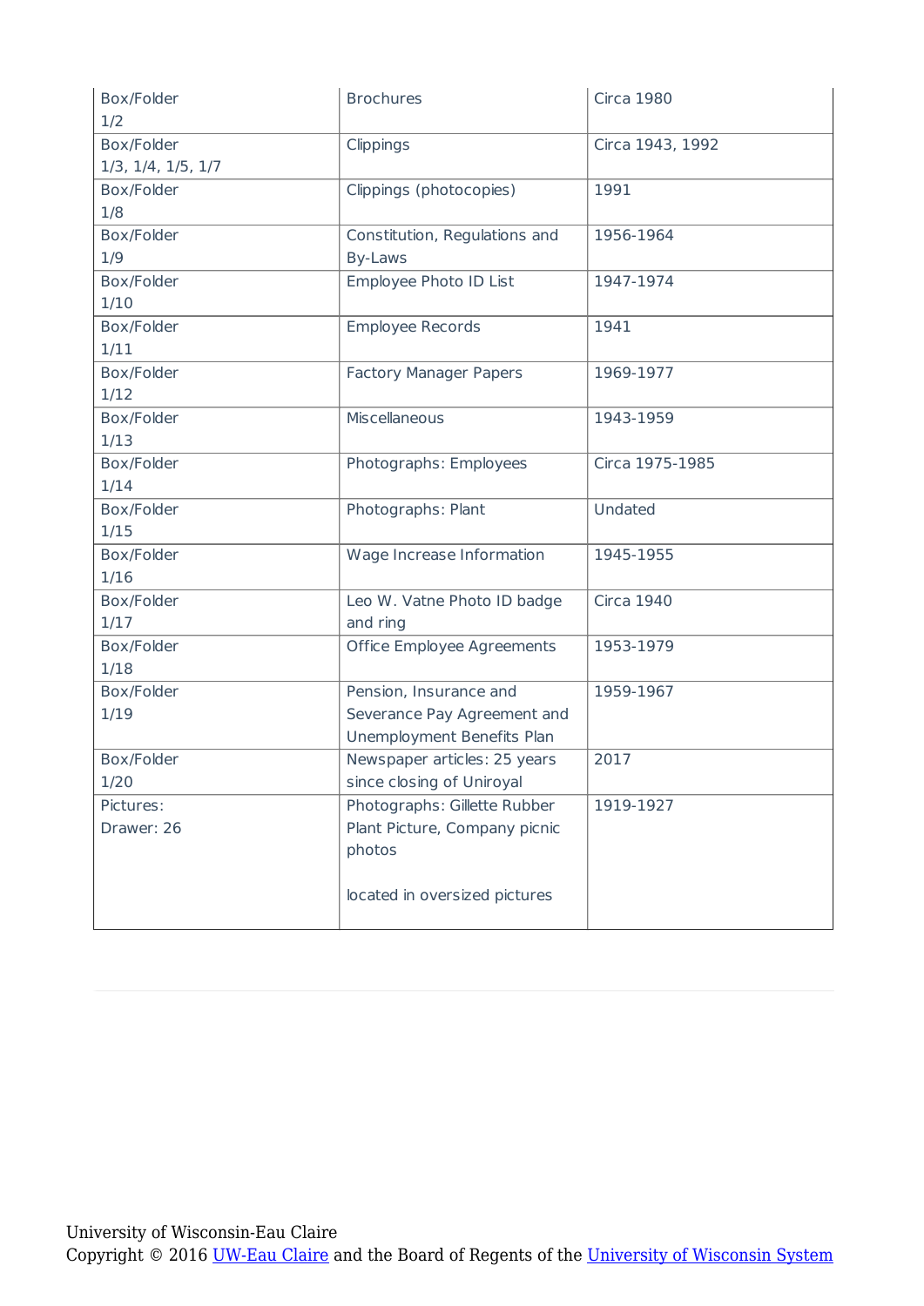| | | |
|---|---|---|
| Box/Folder 1/2 | Brochures | Circa 1980 |
| Box/Folder 1/3, 1/4, 1/5, 1/7 | Clippings | Circa 1943, 1992 |
| Box/Folder 1/8 | Clippings (photocopies) | 1991 |
| Box/Folder 1/9 | Constitution, Regulations and By-Laws | 1956-1964 |
| Box/Folder 1/10 | Employee Photo ID List | 1947-1974 |
| Box/Folder 1/11 | Employee Records | 1941 |
| Box/Folder 1/12 | Factory Manager Papers | 1969-1977 |
| Box/Folder 1/13 | Miscellaneous | 1943-1959 |
| Box/Folder 1/14 | Photographs: Employees | Circa 1975-1985 |
| Box/Folder 1/15 | Photographs: Plant | Undated |
| Box/Folder 1/16 | Wage Increase Information | 1945-1955 |
| Box/Folder 1/17 | Leo W. Vatne Photo ID badge and ring | Circa 1940 |
| Box/Folder 1/18 | Office Employee Agreements | 1953-1979 |
| Box/Folder 1/19 | Pension, Insurance and Severance Pay Agreement and Unemployment Benefits Plan | 1959-1967 |
| Box/Folder 1/20 | Newspaper articles: 25 years since closing of Uniroyal | 2017 |
| Pictures: Drawer: 26 | Photographs: Gillette Rubber Plant Picture, Company picnic photos<br><br>located in oversized pictures | 1919-1927 |

University of Wisconsin-Eau Claire
Copyright © 2016 UW-Eau Claire and the Board of Regents of the University of Wisconsin System